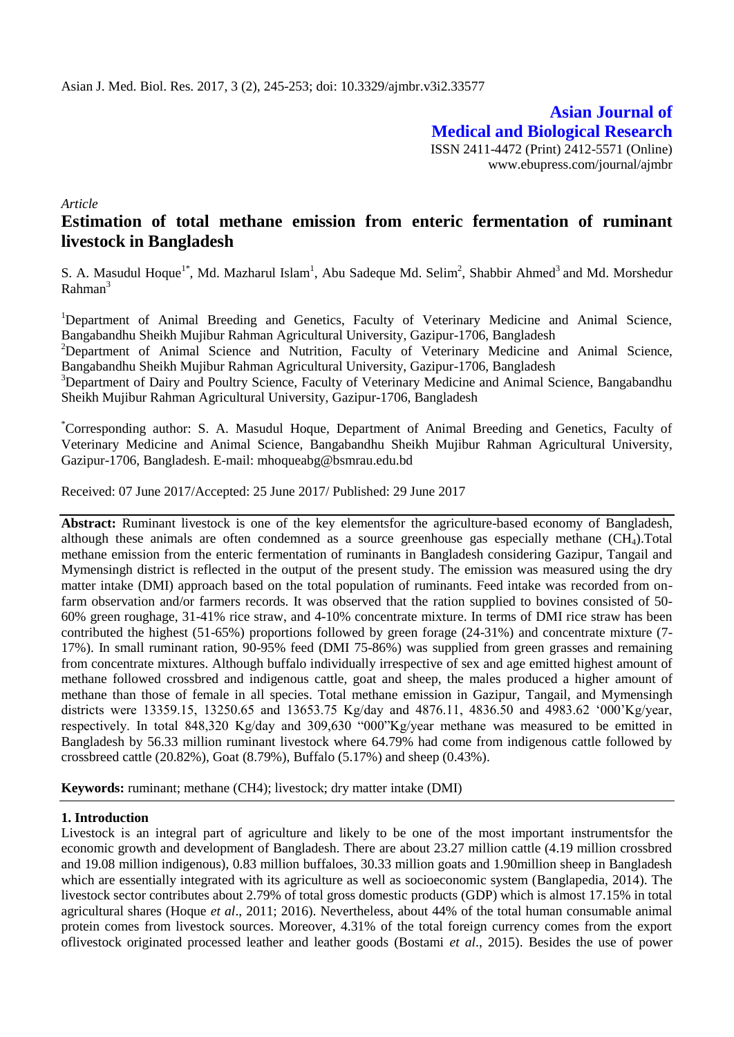**Asian Journal of Medical and Biological Research**

ISSN 2411-4472 (Print) 2412-5571 (Online)
www.ebupress.com/journal/ajmbr

*Article*

# Estimation of total methane emission from enteric fermentation of ruminant livestock in Bangladesh

S. A. Masudul Hoque[1*], Md. Mazharul Islam[1], Abu Sadeque Md. Selim[2], Shabbir Ahmed[3] and Md. Morshedur Rahman[3]

[1]Department of Animal Breeding and Genetics, Faculty of Veterinary Medicine and Animal Science, Bangabandhu Sheikh Mujibur Rahman Agricultural University, Gazipur-1706, Bangladesh

[2]Department of Animal Science and Nutrition, Faculty of Veterinary Medicine and Animal Science, Bangabandhu Sheikh Mujibur Rahman Agricultural University, Gazipur-1706, Bangladesh

[3]Department of Dairy and Poultry Science, Faculty of Veterinary Medicine and Animal Science, Bangabandhu Sheikh Mujibur Rahman Agricultural University, Gazipur-1706, Bangladesh

[*]Corresponding author: S. A. Masudul Hoque, Department of Animal Breeding and Genetics, Faculty of Veterinary Medicine and Animal Science, Bangabandhu Sheikh Mujibur Rahman Agricultural University, Gazipur-1706, Bangladesh. E-mail: mhoqueabg@bsmrau.edu.bd

Received: 07 June 2017/Accepted: 25 June 2017/ Published: 29 June 2017

**Abstract:** Ruminant livestock is one of the key elementsfor the agriculture-based economy of Bangladesh, although these animals are often condemned as a source greenhouse gas especially methane ($CH_4$).Total methane emission from the enteric fermentation of ruminants in Bangladesh considering Gazipur, Tangail and Mymensingh district is reflected in the output of the present study. The emission was measured using the dry matter intake (DMI) approach based on the total population of ruminants. Feed intake was recorded from on-farm observation and/or farmers records. It was observed that the ration supplied to bovines consisted of 50-60% green roughage, 31-41% rice straw, and 4-10% concentrate mixture. In terms of DMI rice straw has been contributed the highest (51-65%) proportions followed by green forage (24-31%) and concentrate mixture (7-17%). In small ruminant ration, 90-95% feed (DMI 75-86%) was supplied from green grasses and remaining from concentrate mixtures. Although buffalo individually irrespective of sex and age emitted highest amount of methane followed crossbred and indigenous cattle, goat and sheep, the males produced a higher amount of methane than those of female in all species. Total methane emission in Gazipur, Tangail, and Mymensingh districts were 13359.15, 13250.65 and 13653.75 Kg/day and 4876.11, 4836.50 and 4983.62 '000'Kg/year, respectively. In total 848,320 Kg/day and 309,630 "000"Kg/year methane was measured to be emitted in Bangladesh by 56.33 million ruminant livestock where 64.79% had come from indigenous cattle followed by crossbreed cattle (20.82%), Goat (8.79%), Buffalo (5.17%) and sheep (0.43%).

**Keywords:** ruminant; methane (CH4); livestock; dry matter intake (DMI)

## 1. Introduction

Livestock is an integral part of agriculture and likely to be one of the most important instrumentsfor the economic growth and development of Bangladesh. There are about 23.27 million cattle (4.19 million crossbred and 19.08 million indigenous), 0.83 million buffaloes, 30.33 million goats and 1.90million sheep in Bangladesh which are essentially integrated with its agriculture as well as socioeconomic system (Banglapedia, 2014). The livestock sector contributes about 2.79% of total gross domestic products (GDP) which is almost 17.15% in total agricultural shares (Hoque *et al*., 2011; 2016). Nevertheless, about 44% of the total human consumable animal protein comes from livestock sources. Moreover, 4.31% of the total foreign currency comes from the export oflivestock originated processed leather and leather goods (Bostami *et al*., 2015). Besides the use of power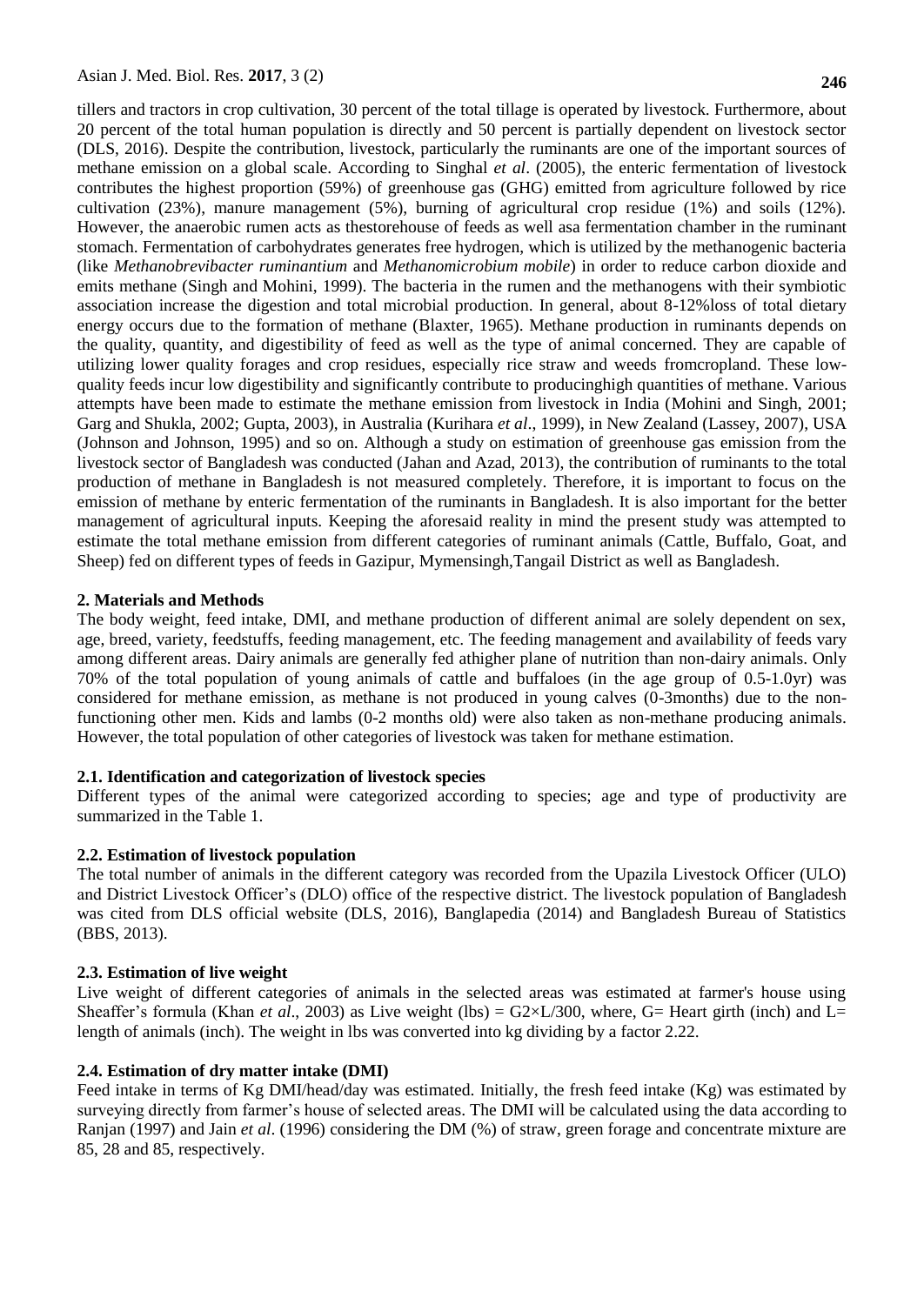tillers and tractors in crop cultivation, 30 percent of the total tillage is operated by livestock. Furthermore, about 20 percent of the total human population is directly and 50 percent is partially dependent on livestock sector (DLS, 2016). Despite the contribution, livestock, particularly the ruminants are one of the important sources of methane emission on a global scale. According to Singhal *et al*. (2005), the enteric fermentation of livestock contributes the highest proportion (59%) of greenhouse gas (GHG) emitted from agriculture followed by rice cultivation (23%), manure management (5%), burning of agricultural crop residue (1%) and soils (12%). However, the anaerobic rumen acts as thestorehouse of feeds as well asa fermentation chamber in the ruminant stomach. Fermentation of carbohydrates generates free hydrogen, which is utilized by the methanogenic bacteria (like *Methanobrevibacter ruminantium* and *Methanomicrobium mobile*) in order to reduce carbon dioxide and emits methane (Singh and Mohini, 1999). The bacteria in the rumen and the methanogens with their symbiotic association increase the digestion and total microbial production. In general, about 8-12%loss of total dietary energy occurs due to the formation of methane (Blaxter, 1965). Methane production in ruminants depends on the quality, quantity, and digestibility of feed as well as the type of animal concerned. They are capable of utilizing lower quality forages and crop residues, especially rice straw and weeds fromcropland. These low-quality feeds incur low digestibility and significantly contribute to producinghigh quantities of methane. Various attempts have been made to estimate the methane emission from livestock in India (Mohini and Singh, 2001; Garg and Shukla, 2002; Gupta, 2003), in Australia (Kurihara *et al*., 1999), in New Zealand (Lassey, 2007), USA (Johnson and Johnson, 1995) and so on. Although a study on estimation of greenhouse gas emission from the livestock sector of Bangladesh was conducted (Jahan and Azad, 2013), the contribution of ruminants to the total production of methane in Bangladesh is not measured completely. Therefore, it is important to focus on the emission of methane by enteric fermentation of the ruminants in Bangladesh. It is also important for the better management of agricultural inputs. Keeping the aforesaid reality in mind the present study was attempted to estimate the total methane emission from different categories of ruminant animals (Cattle, Buffalo, Goat, and Sheep) fed on different types of feeds in Gazipur, Mymensingh,Tangail District as well as Bangladesh.

## 2. Materials and Methods

The body weight, feed intake, DMI, and methane production of different animal are solely dependent on sex, age, breed, variety, feedstuffs, feeding management, etc. The feeding management and availability of feeds vary among different areas. Dairy animals are generally fed athigher plane of nutrition than non-dairy animals. Only 70% of the total population of young animals of cattle and buffaloes (in the age group of 0.5-1.0yr) was considered for methane emission, as methane is not produced in young calves (0-3months) due to the non-functioning other men. Kids and lambs (0-2 months old) were also taken as non-methane producing animals. However, the total population of other categories of livestock was taken for methane estimation.

### 2.1. Identification and categorization of livestock species

Different types of the animal were categorized according to species; age and type of productivity are summarized in the Table 1.

### 2.2. Estimation of livestock population

The total number of animals in the different category was recorded from the Upazila Livestock Officer (ULO) and District Livestock Officer's (DLO) office of the respective district. The livestock population of Bangladesh was cited from DLS official website (DLS, 2016), Banglapedia (2014) and Bangladesh Bureau of Statistics (BBS, 2013).

### 2.3. Estimation of live weight

Live weight of different categories of animals in the selected areas was estimated at farmer's house using Sheaffer's formula (Khan *et al*., 2003) as Live weight (lbs) = $G2 \times L/300$, where, G= Heart girth (inch) and L= length of animals (inch). The weight in lbs was converted into kg dividing by a factor 2.22.

### 2.4. Estimation of dry matter intake (DMI)

Feed intake in terms of Kg DMI/head/day was estimated. Initially, the fresh feed intake (Kg) was estimated by surveying directly from farmer's house of selected areas. The DMI will be calculated using the data according to Ranjan (1997) and Jain *et al*. (1996) considering the DM (%) of straw, green forage and concentrate mixture are 85, 28 and 85, respectively.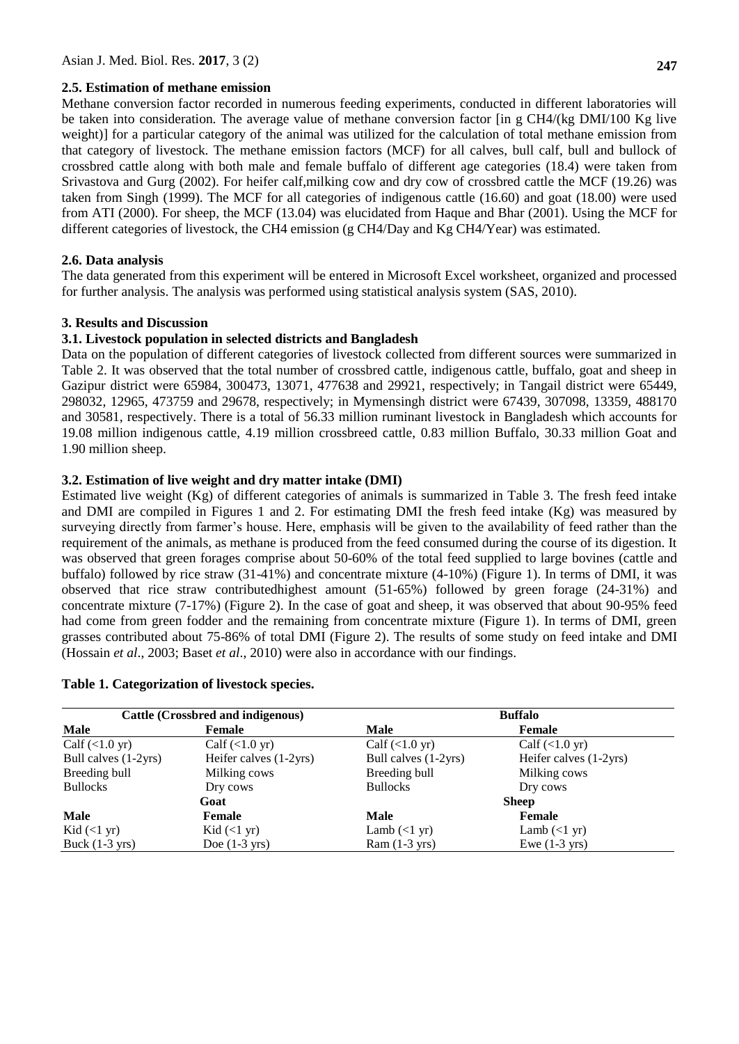### 2.5. Estimation of methane emission

Methane conversion factor recorded in numerous feeding experiments, conducted in different laboratories will be taken into consideration. The average value of methane conversion factor [in g $CH_4$/(kg DMI/100 Kg live weight)] for a particular category of the animal was utilized for the calculation of total methane emission from that category of livestock. The methane emission factors (MCF) for all calves, bull calf, bull and bullock of crossbred cattle along with both male and female buffalo of different age categories (18.4) were taken from Srivastova and Gurg (2002). For heifer calf,milking cow and dry cow of crossbred cattle the MCF (19.26) was taken from Singh (1999). The MCF for all categories of indigenous cattle (16.60) and goat (18.00) were used from ATI (2000). For sheep, the MCF (13.04) was elucidated from Haque and Bhar (2001). Using the MCF for different categories of livestock, the $CH_4$ emission (g $CH_4$/Day and Kg $CH_4$/Year) was estimated.

### 2.6. Data analysis

The data generated from this experiment will be entered in Microsoft Excel worksheet, organized and processed for further analysis. The analysis was performed using statistical analysis system (SAS, 2010).

## 3. Results and Discussion

### 3.1. Livestock population in selected districts and Bangladesh

Data on the population of different categories of livestock collected from different sources were summarized in Table 2. It was observed that the total number of crossbred cattle, indigenous cattle, buffalo, goat and sheep in Gazipur district were 65984, 300473, 13071, 477638 and 29921, respectively; in Tangail district were 65449, 298032, 12965, 473759 and 29678, respectively; in Mymensingh district were 67439, 307098, 13359, 488170 and 30581, respectively. There is a total of 56.33 million ruminant livestock in Bangladesh which accounts for 19.08 million indigenous cattle, 4.19 million crossbreed cattle, 0.83 million Buffalo, 30.33 million Goat and 1.90 million sheep.

### 3.2. Estimation of live weight and dry matter intake (DMI)

Estimated live weight (Kg) of different categories of animals is summarized in Table 3. The fresh feed intake and DMI are compiled in Figures 1 and 2. For estimating DMI the fresh feed intake (Kg) was measured by surveying directly from farmer's house. Here, emphasis will be given to the availability of feed rather than the requirement of the animals, as methane is produced from the feed consumed during the course of its digestion. It was observed that green forages comprise about 50-60% of the total feed supplied to large bovines (cattle and buffalo) followed by rice straw (31-41%) and concentrate mixture (4-10%) (Figure 1). In terms of DMI, it was observed that rice straw contributedhighest amount (51-65%) followed by green forage (24-31%) and concentrate mixture (7-17%) (Figure 2). In the case of goat and sheep, it was observed that about 90-95% feed had come from green fodder and the remaining from concentrate mixture (Figure 1). In terms of DMI, green grasses contributed about 75-86% of total DMI (Figure 2). The results of some study on feed intake and DMI (Hossain *et al*., 2003; Baset *et al*., 2010) were also in accordance with our findings.

**Table 1. Categorization of livestock species.**

| Cattle (Crossbred and indigenous) | | Buffalo | |
|---|---|---|---|
| **Male** | **Female** | **Male** | **Female** |
| Calf (<1.0 yr) | Calf (<1.0 yr) | Calf (<1.0 yr) | Calf (<1.0 yr) |
| Bull calves (1-2yrs) | Heifer calves (1-2yrs) | Bull calves (1-2yrs) | Heifer calves (1-2yrs) |
| Breeding bull | Milking cows | Breeding bull | Milking cows |
| Bullocks | Dry cows | Bullocks | Dry cows |
| **Goat** | | **Sheep** | |
| **Male** | **Female** | **Male** | **Female** |
| Kid (<1 yr) | Kid (<1 yr) | Lamb (<1 yr) | Lamb (<1 yr) |
| Buck (1-3 yrs) | Doe (1-3 yrs) | Ram (1-3 yrs) | Ewe (1-3 yrs) |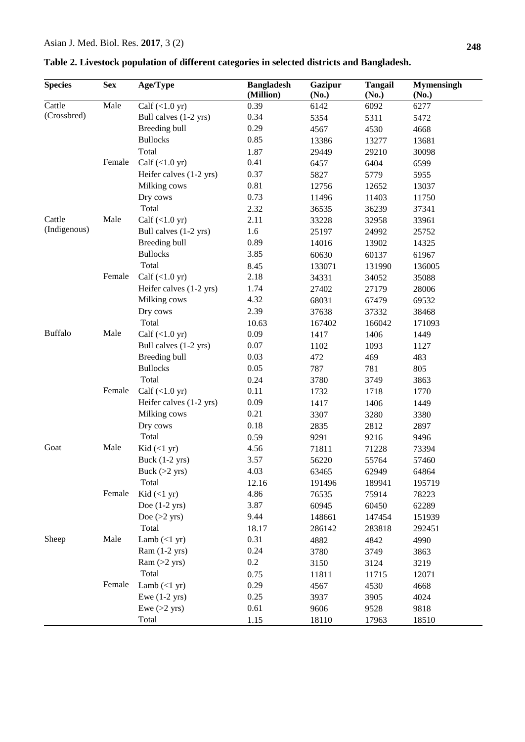**Table 2. Livestock population of different categories in selected districts and Bangladesh.**

| Species | Sex | Age/Type | Bangladesh (Million) | Gazipur (No.) | Tangail (No.) | Mymensingh (No.) |
|---|---|---|---|---|---|---|
| Cattle (Crossbred) | Male | Calf (<1.0 yr) | 0.39 | 6142 | 6092 | 6277 |
| | | Bull calves (1-2 yrs) | 0.34 | 5354 | 5311 | 5472 |
| | | Breeding bull | 0.29 | 4567 | 4530 | 4668 |
| | | Bullocks | 0.85 | 13386 | 13277 | 13681 |
| | | Total | 1.87 | 29449 | 29210 | 30098 |
| | Female | Calf (<1.0 yr) | 0.41 | 6457 | 6404 | 6599 |
| | | Heifer calves (1-2 yrs) | 0.37 | 5827 | 5779 | 5955 |
| | | Milking cows | 0.81 | 12756 | 12652 | 13037 |
| | | Dry cows | 0.73 | 11496 | 11403 | 11750 |
| | | Total | 2.32 | 36535 | 36239 | 37341 |
| Cattle (Indigenous) | Male | Calf (<1.0 yr) | 2.11 | 33228 | 32958 | 33961 |
| | | Bull calves (1-2 yrs) | 1.6 | 25197 | 24992 | 25752 |
| | | Breeding bull | 0.89 | 14016 | 13902 | 14325 |
| | | Bullocks | 3.85 | 60630 | 60137 | 61967 |
| | | Total | 8.45 | 133071 | 131990 | 136005 |
| | Female | Calf (<1.0 yr) | 2.18 | 34331 | 34052 | 35088 |
| | | Heifer calves (1-2 yrs) | 1.74 | 27402 | 27179 | 28006 |
| | | Milking cows | 4.32 | 68031 | 67479 | 69532 |
| | | Dry cows | 2.39 | 37638 | 37332 | 38468 |
| | | Total | 10.63 | 167402 | 166042 | 171093 |
| Buffalo | Male | Calf (<1.0 yr) | 0.09 | 1417 | 1406 | 1449 |
| | | Bull calves (1-2 yrs) | 0.07 | 1102 | 1093 | 1127 |
| | | Breeding bull | 0.03 | 472 | 469 | 483 |
| | | Bullocks | 0.05 | 787 | 781 | 805 |
| | | Total | 0.24 | 3780 | 3749 | 3863 |
| | Female | Calf (<1.0 yr) | 0.11 | 1732 | 1718 | 1770 |
| | | Heifer calves (1-2 yrs) | 0.09 | 1417 | 1406 | 1449 |
| | | Milking cows | 0.21 | 3307 | 3280 | 3380 |
| | | Dry cows | 0.18 | 2835 | 2812 | 2897 |
| | | Total | 0.59 | 9291 | 9216 | 9496 |
| Goat | Male | Kid (<1 yr) | 4.56 | 71811 | 71228 | 73394 |
| | | Buck (1-2 yrs) | 3.57 | 56220 | 55764 | 57460 |
| | | Buck (>2 yrs) | 4.03 | 63465 | 62949 | 64864 |
| | | Total | 12.16 | 191496 | 189941 | 195719 |
| | Female | Kid (<1 yr) | 4.86 | 76535 | 75914 | 78223 |
| | | Doe (1-2 yrs) | 3.87 | 60945 | 60450 | 62289 |
| | | Doe (>2 yrs) | 9.44 | 148661 | 147454 | 151939 |
| | | Total | 18.17 | 286142 | 283818 | 292451 |
| Sheep | Male | Lamb (<1 yr) | 0.31 | 4882 | 4842 | 4990 |
| | | Ram (1-2 yrs) | 0.24 | 3780 | 3749 | 3863 |
| | | Ram (>2 yrs) | 0.2 | 3150 | 3124 | 3219 |
| | | Total | 0.75 | 11811 | 11715 | 12071 |
| | Female | Lamb (<1 yr) | 0.29 | 4567 | 4530 | 4668 |
| | | Ewe (1-2 yrs) | 0.25 | 3937 | 3905 | 4024 |
| | | Ewe (>2 yrs) | 0.61 | 9606 | 9528 | 9818 |
| | | Total | 1.15 | 18110 | 17963 | 18510 |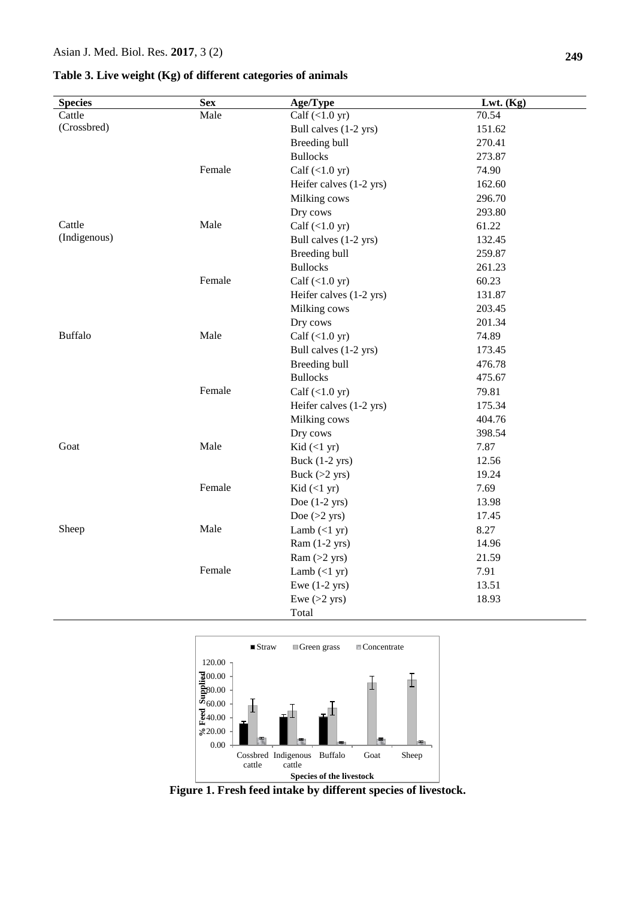**Table 3. Live weight (Kg) of different categories of animals**

| Species | Sex | Age/Type | Lwt. (Kg) |
|---|---|---|---|
| Cattle (Crossbred) | Male | Calf (<1.0 yr) | 70.54 |
| | | Bull calves (1-2 yrs) | 151.62 |
| | | Breeding bull | 270.41 |
| | | Bullocks | 273.87 |
| | Female | Calf (<1.0 yr) | 74.90 |
| | | Heifer calves (1-2 yrs) | 162.60 |
| | | Milking cows | 296.70 |
| | | Dry cows | 293.80 |
| Cattle (Indigenous) | Male | Calf (<1.0 yr) | 61.22 |
| | | Bull calves (1-2 yrs) | 132.45 |
| | | Breeding bull | 259.87 |
| | | Bullocks | 261.23 |
| | Female | Calf (<1.0 yr) | 60.23 |
| | | Heifer calves (1-2 yrs) | 131.87 |
| | | Milking cows | 203.45 |
| | | Dry cows | 201.34 |
| Buffalo | Male | Calf (<1.0 yr) | 74.89 |
| | | Bull calves (1-2 yrs) | 173.45 |
| | | Breeding bull | 476.78 |
| | | Bullocks | 475.67 |
| | Female | Calf (<1.0 yr) | 79.81 |
| | | Heifer calves (1-2 yrs) | 175.34 |
| | | Milking cows | 404.76 |
| | | Dry cows | 398.54 |
| Goat | Male | Kid (<1 yr) | 7.87 |
| | | Buck (1-2 yrs) | 12.56 |
| | | Buck (>2 yrs) | 19.24 |
| | Female | Kid (<1 yr) | 7.69 |
| | | Doe (1-2 yrs) | 13.98 |
| | | Doe (>2 yrs) | 17.45 |
| Sheep | Male | Lamb (<1 yr) | 8.27 |
| | | Ram (1-2 yrs) | 14.96 |
| | | Ram (>2 yrs) | 21.59 |
| | Female | Lamb (<1 yr) | 7.91 |
| | | Ewe (1-2 yrs) | 13.51 |
| | | Ewe (>2 yrs) | 18.93 |
| | | Total | |

**Figure 1. Fresh feed intake by different species of livestock.**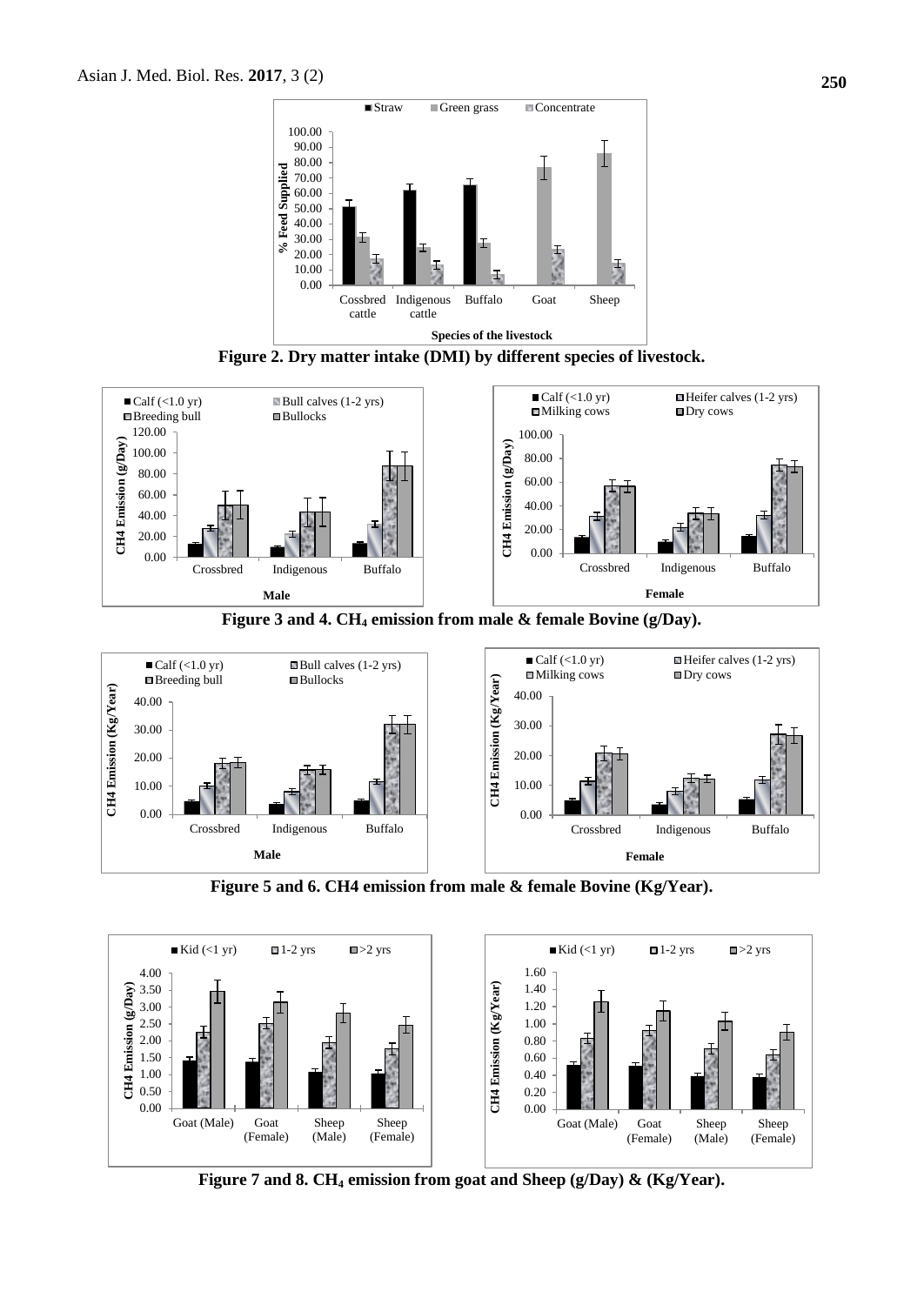Figure 2. Dry matter intake (DMI) by different species of livestock.

Figure 3 and 4. $CH_4$ emission from male & female Bovine (g/Day).

Figure 5 and 6. CH4 emission from male & female Bovine (Kg/Year).

Figure 7 and 8. $CH_4$ emission from goat and Sheep (g/Day) & (Kg/Year).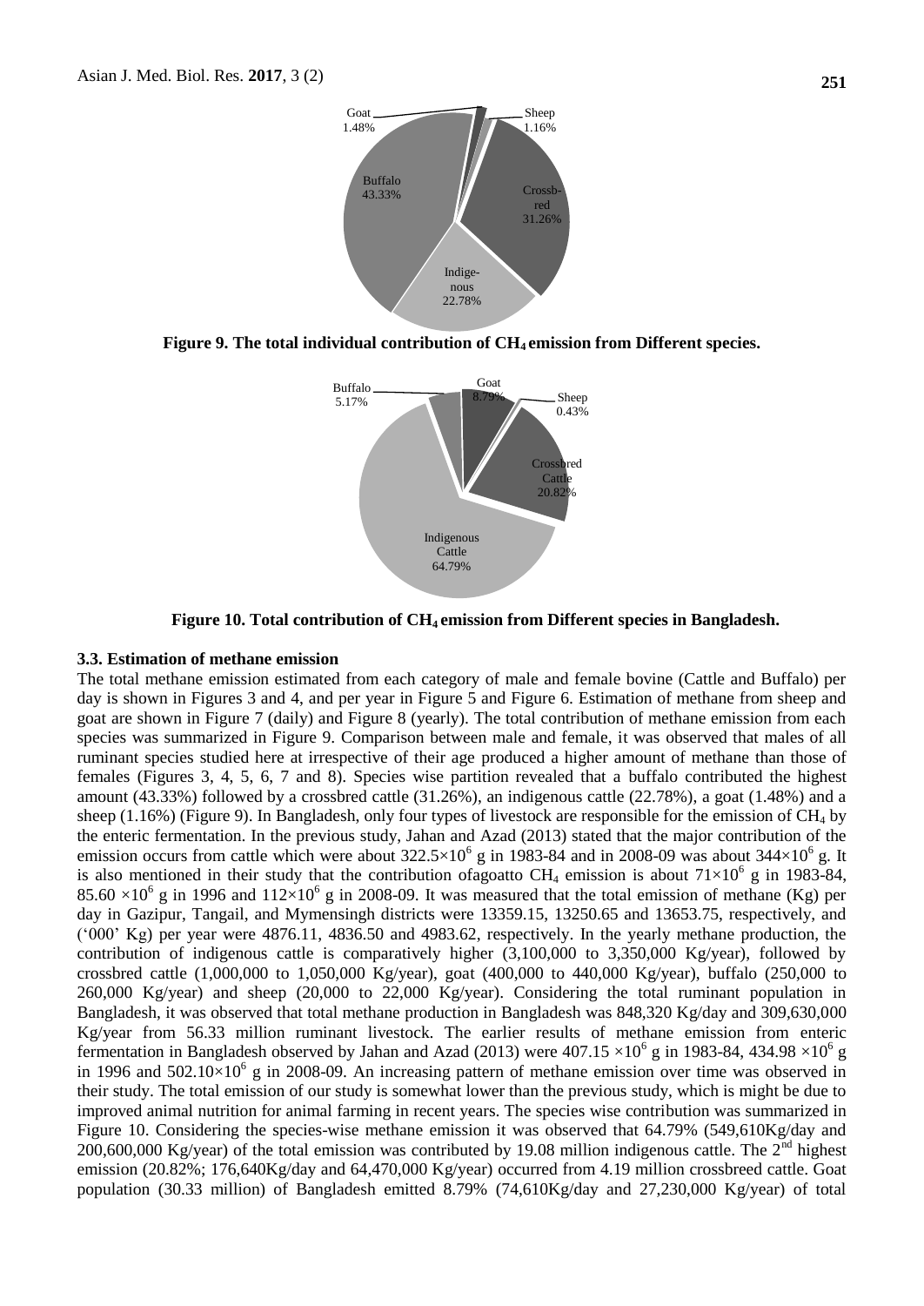Figure 9. The total individual contribution of $CH_4$ emission from Different species.

Figure 10. Total contribution of $CH_4$ emission from Different species in Bangladesh.

### 3.3. Estimation of methane emission

The total methane emission estimated from each category of male and female bovine (Cattle and Buffalo) per day is shown in Figures 3 and 4, and per year in Figure 5 and Figure 6. Estimation of methane from sheep and goat are shown in Figure 7 (daily) and Figure 8 (yearly). The total contribution of methane emission from each species was summarized in Figure 9. Comparison between male and female, it was observed that males of all ruminant species studied here at irrespective of their age produced a higher amount of methane than those of females (Figures 3, 4, 5, 6, 7 and 8). Species wise partition revealed that a buffalo contributed the highest amount (43.33%) followed by a crossbred cattle (31.26%), an indigenous cattle (22.78%), a goat (1.48%) and a sheep (1.16%) (Figure 9). In Bangladesh, only four types of livestock are responsible for the emission of $CH_4$ by the enteric fermentation. In the previous study, Jahan and Azad (2013) stated that the major contribution of the emission occurs from cattle which were about $322.5\times10^6$ g in 1983-84 and in 2008-09 was about $344\times10^6$ g. It is also mentioned in their study that the contribution ofagoatto $CH_4$ emission is about $71\times10^6$ g in 1983-84, $85.60\times10^6$ g in 1996 and $112\times10^6$ g in 2008-09. It was measured that the total emission of methane (Kg) per day in Gazipur, Tangail, and Mymensingh districts were 13359.15, 13250.65 and 13653.75, respectively, and ('000' Kg) per year were 4876.11, 4836.50 and 4983.62, respectively. In the yearly methane production, the contribution of indigenous cattle is comparatively higher (3,100,000 to 3,350,000 Kg/year), followed by crossbred cattle (1,000,000 to 1,050,000 Kg/year), goat (400,000 to 440,000 Kg/year), buffalo (250,000 to 260,000 Kg/year) and sheep (20,000 to 22,000 Kg/year). Considering the total ruminant population in Bangladesh, it was observed that total methane production in Bangladesh was 848,320 Kg/day and 309,630,000 Kg/year from 56.33 million ruminant livestock. The earlier results of methane emission from enteric fermentation in Bangladesh observed by Jahan and Azad (2013) were $407.15\times10^6$ g in 1983-84, $434.98\times10^6$ g in 1996 and $502.10\times10^6$ g in 2008-09. An increasing pattern of methane emission over time was observed in their study. The total emission of our study is somewhat lower than the previous study, which is might be due to improved animal nutrition for animal farming in recent years. The species wise contribution was summarized in Figure 10. Considering the species-wise methane emission it was observed that 64.79% (549,610Kg/day and 200,600,000 Kg/year) of the total emission was contributed by 19.08 million indigenous cattle. The 2nd highest emission (20.82%; 176,640Kg/day and 64,470,000 Kg/year) occurred from 4.19 million crossbreed cattle. Goat population (30.33 million) of Bangladesh emitted 8.79% (74,610Kg/day and 27,230,000 Kg/year) of total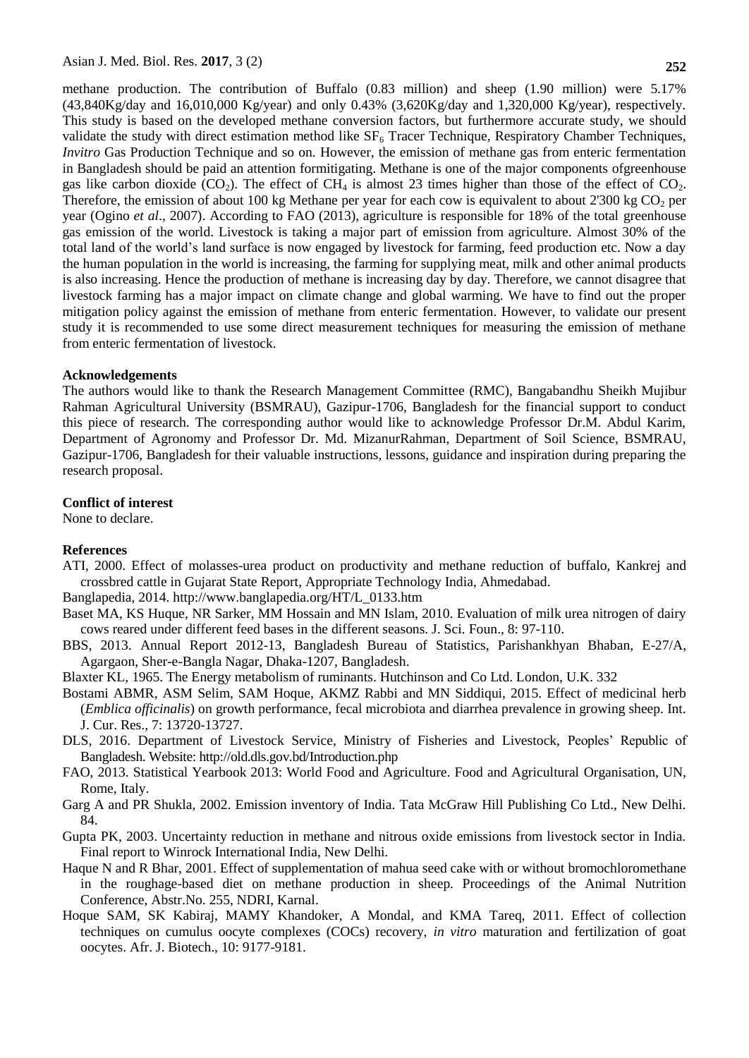methane production. The contribution of Buffalo (0.83 million) and sheep (1.90 million) were 5.17% (43,840Kg/day and 16,010,000 Kg/year) and only 0.43% (3,620Kg/day and 1,320,000 Kg/year), respectively. This study is based on the developed methane conversion factors, but furthermore accurate study, we should validate the study with direct estimation method like $SF_6$ Tracer Technique, Respiratory Chamber Techniques, *Invitro* Gas Production Technique and so on. However, the emission of methane gas from enteric fermentation in Bangladesh should be paid an attention formitigating. Methane is one of the major components ofgreenhouse gas like carbon dioxide ($CO_2$). The effect of $CH_4$ is almost 23 times higher than those of the effect of $CO_2$. Therefore, the emission of about 100 kg Methane per year for each cow is equivalent to about 2'300 kg $CO_2$ per year (Ogino *et al*., 2007). According to FAO (2013), agriculture is responsible for 18% of the total greenhouse gas emission of the world. Livestock is taking a major part of emission from agriculture. Almost 30% of the total land of the world's land surface is now engaged by livestock for farming, feed production etc. Now a day the human population in the world is increasing, the farming for supplying meat, milk and other animal products is also increasing. Hence the production of methane is increasing day by day. Therefore, we cannot disagree that livestock farming has a major impact on climate change and global warming. We have to find out the proper mitigation policy against the emission of methane from enteric fermentation. However, to validate our present study it is recommended to use some direct measurement techniques for measuring the emission of methane from enteric fermentation of livestock.

**Acknowledgements**

The authors would like to thank the Research Management Committee (RMC), Bangabandhu Sheikh Mujibur Rahman Agricultural University (BSMRAU), Gazipur-1706, Bangladesh for the financial support to conduct this piece of research. The corresponding author would like to acknowledge Professor Dr.M. Abdul Karim, Department of Agronomy and Professor Dr. Md. MizanurRahman, Department of Soil Science, BSMRAU, Gazipur-1706, Bangladesh for their valuable instructions, lessons, guidance and inspiration during preparing the research proposal.

**Conflict of interest**

None to declare.

**References**

ATI, 2000. Effect of molasses-urea product on productivity and methane reduction of buffalo, Kankrej and crossbred cattle in Gujarat State Report, Appropriate Technology India, Ahmedabad.

Banglapedia, 2014. http://www.banglapedia.org/HT/L_0133.htm

Baset MA, KS Huque, NR Sarker, MM Hossain and MN Islam, 2010. Evaluation of milk urea nitrogen of dairy cows reared under different feed bases in the different seasons. J. Sci. Foun., 8: 97-110.

BBS, 2013. Annual Report 2012-13, Bangladesh Bureau of Statistics, Parishankhyan Bhaban, E-27/A, Agargaon, Sher-e-Bangla Nagar, Dhaka-1207, Bangladesh.

Blaxter KL, 1965. The Energy metabolism of ruminants. Hutchinson and Co Ltd. London, U.K. 332

Bostami ABMR, ASM Selim, SAM Hoque, AKMZ Rabbi and MN Siddiqui, 2015. Effect of medicinal herb (*Emblica officinalis*) on growth performance, fecal microbiota and diarrhea prevalence in growing sheep. Int. J. Cur. Res., 7: 13720-13727.

DLS, 2016. Department of Livestock Service, Ministry of Fisheries and Livestock, Peoples' Republic of Bangladesh. Website: http://old.dls.gov.bd/Introduction.php

FAO, 2013. Statistical Yearbook 2013: World Food and Agriculture. Food and Agricultural Organisation, UN, Rome, Italy.

Garg A and PR Shukla, 2002. Emission inventory of India. Tata McGraw Hill Publishing Co Ltd., New Delhi. 84.

Gupta PK, 2003. Uncertainty reduction in methane and nitrous oxide emissions from livestock sector in India. Final report to Winrock International India, New Delhi.

Haque N and R Bhar, 2001. Effect of supplementation of mahua seed cake with or without bromochloromethane in the roughage-based diet on methane production in sheep. Proceedings of the Animal Nutrition Conference, Abstr.No. 255, NDRI, Karnal.

Hoque SAM, SK Kabiraj, MAMY Khandoker, A Mondal, and KMA Tareq, 2011. Effect of collection techniques on cumulus oocyte complexes (COCs) recovery, *in vitro* maturation and fertilization of goat oocytes. Afr. J. Biotech., 10: 9177-9181.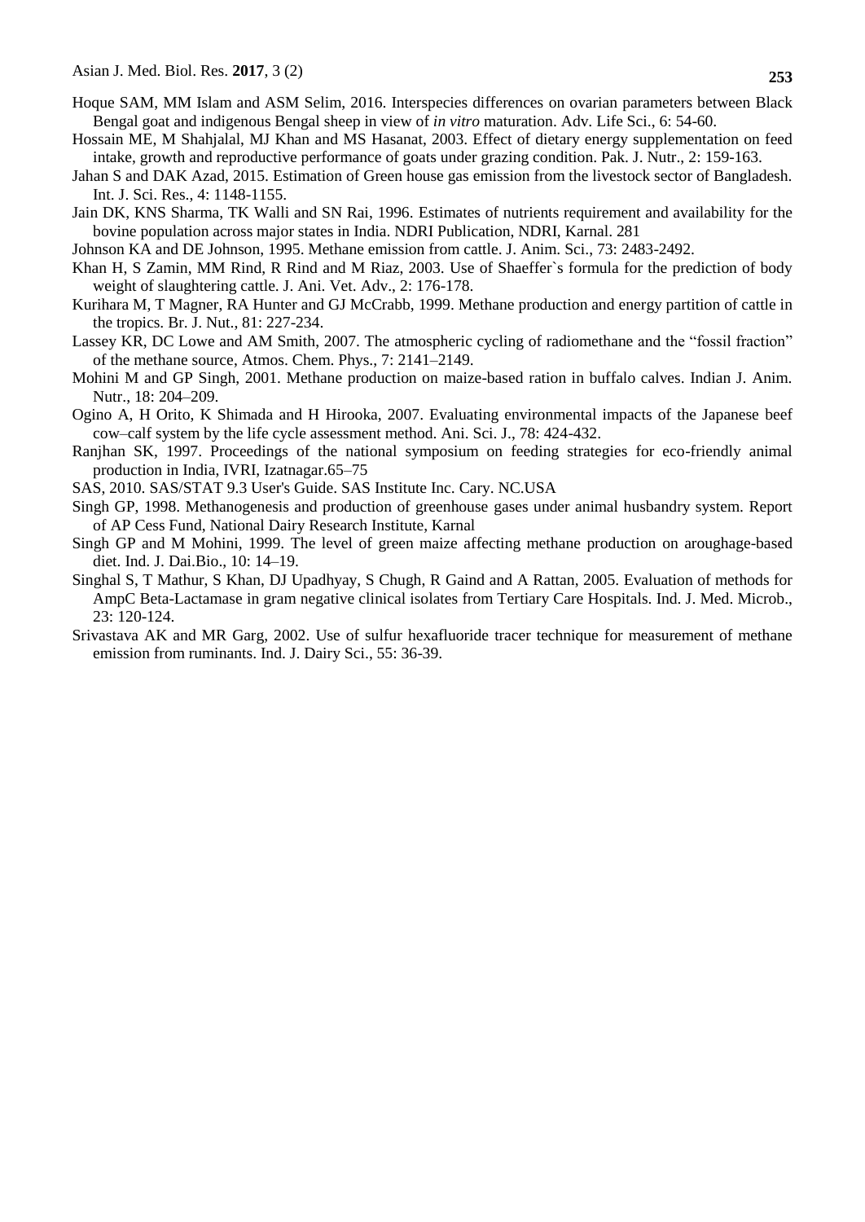Hoque SAM, MM Islam and ASM Selim, 2016. Interspecies differences on ovarian parameters between Black Bengal goat and indigenous Bengal sheep in view of *in vitro* maturation. Adv. Life Sci., 6: 54-60.

Hossain ME, M Shahjalal, MJ Khan and MS Hasanat, 2003. Effect of dietary energy supplementation on feed intake, growth and reproductive performance of goats under grazing condition. Pak. J. Nutr., 2: 159-163.

Jahan S and DAK Azad, 2015. Estimation of Green house gas emission from the livestock sector of Bangladesh. Int. J. Sci. Res., 4: 1148-1155.

Jain DK, KNS Sharma, TK Walli and SN Rai, 1996. Estimates of nutrients requirement and availability for the bovine population across major states in India. NDRI Publication, NDRI, Karnal. 281

Johnson KA and DE Johnson, 1995. Methane emission from cattle. J. Anim. Sci., 73: 2483-2492.

Khan H, S Zamin, MM Rind, R Rind and M Riaz, 2003. Use of Shaeffer`s formula for the prediction of body weight of slaughtering cattle. J. Ani. Vet. Adv., 2: 176-178.

Kurihara M, T Magner, RA Hunter and GJ McCrabb, 1999. Methane production and energy partition of cattle in the tropics. Br. J. Nut., 81: 227-234.

Lassey KR, DC Lowe and AM Smith, 2007. The atmospheric cycling of radiomethane and the "fossil fraction" of the methane source, Atmos. Chem. Phys., 7: 2141–2149.

Mohini M and GP Singh, 2001. Methane production on maize-based ration in buffalo calves. Indian J. Anim. Nutr., 18: 204–209.

Ogino A, H Orito, K Shimada and H Hirooka, 2007. Evaluating environmental impacts of the Japanese beef cow–calf system by the life cycle assessment method. Ani. Sci. J., 78: 424-432.

Ranjhan SK, 1997. Proceedings of the national symposium on feeding strategies for eco-friendly animal production in India, IVRI, Izatnagar.65–75

SAS, 2010. SAS/STAT 9.3 User's Guide. SAS Institute Inc. Cary. NC.USA

Singh GP, 1998. Methanogenesis and production of greenhouse gases under animal husbandry system. Report of AP Cess Fund, National Dairy Research Institute, Karnal

Singh GP and M Mohini, 1999. The level of green maize affecting methane production on aroughage-based diet. Ind. J. Dai.Bio., 10: 14–19.

Singhal S, T Mathur, S Khan, DJ Upadhyay, S Chugh, R Gaind and A Rattan, 2005. Evaluation of methods for AmpC Beta-Lactamase in gram negative clinical isolates from Tertiary Care Hospitals. Ind. J. Med. Microb., 23: 120-124.

Srivastava AK and MR Garg, 2002. Use of sulfur hexafluoride tracer technique for measurement of methane emission from ruminants. Ind. J. Dairy Sci., 55: 36-39.